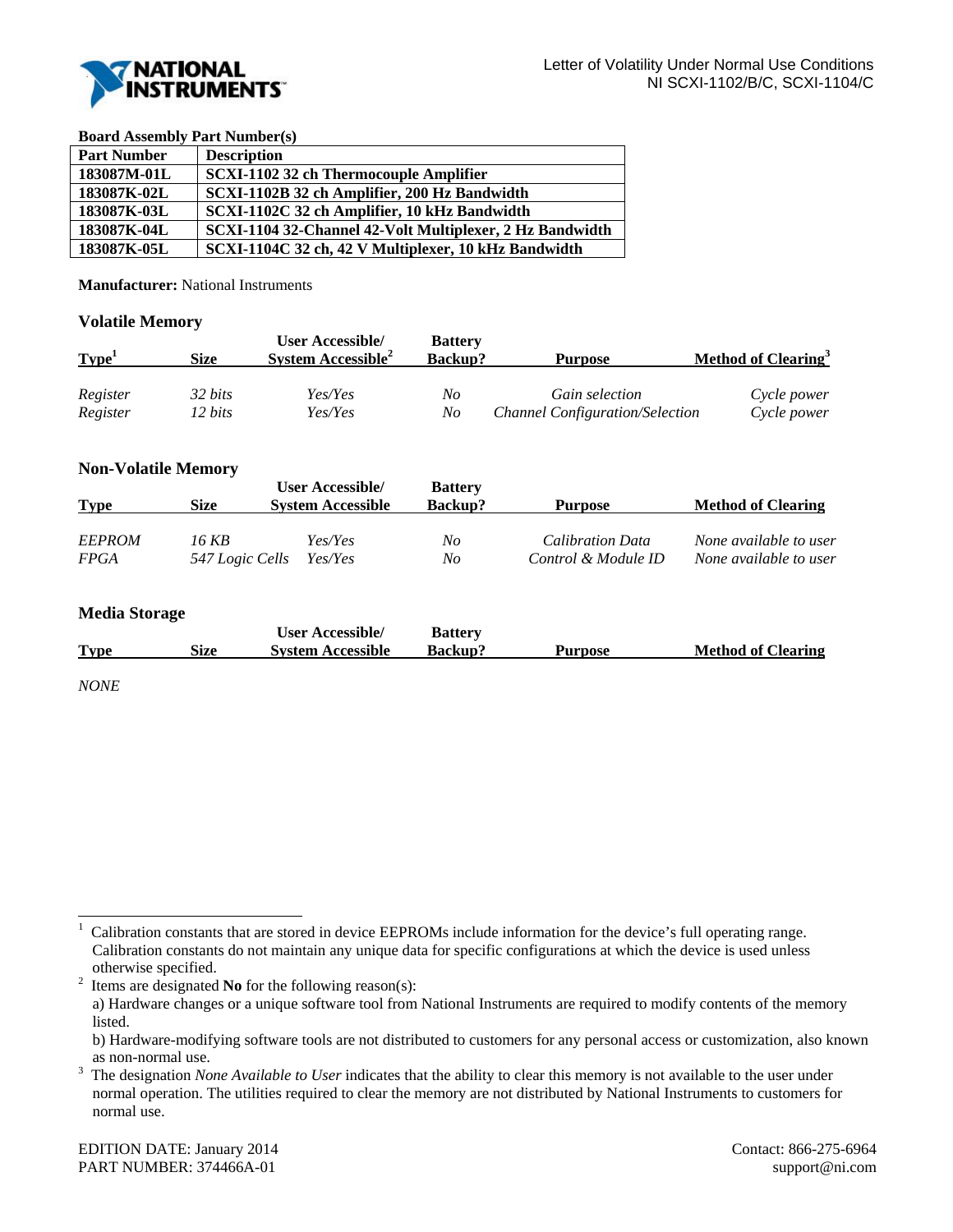Letter of Volatility Under Normal Use Conditions
NI SCXI-1102/B/C, SCXI-1104/C

**Board Assembly Part Number(s)**

| Part Number | Description |
|---|---|
| 183087M-01L | SCXI-1102 32 ch Thermocouple Amplifier |
| 183087K-02L | SCXI-1102B 32 ch Amplifier, 200 Hz Bandwidth |
| 183087K-03L | SCXI-1102C 32 ch Amplifier, 10 kHz Bandwidth |
| 183087K-04L | SCXI-1104 32-Channel 42-Volt Multiplexer, 2 Hz Bandwidth |
| 183087K-05L | SCXI-1104C 32 ch, 42 V Multiplexer, 10 kHz Bandwidth |

**Manufacturer:** National Instruments

### Volatile Memory

| Type[1] | Size | User Accessible/ System Accessible[2] | Battery Backup? | Purpose | Method of Clearing[3] |
|---|---|---|---|---|---|
| *Register* | *32 bits* | *Yes/Yes* | *No* | *Gain selection* | *Cycle power* |
| *Register* | *12 bits* | *Yes/Yes* | *No* | *Channel Configuration/Selection* | *Cycle power* |

### Non-Volatile Memory

| Type | Size | User Accessible/ System Accessible | Battery Backup? | Purpose | Method of Clearing |
|---|---|---|---|---|---|
| *EEPROM* | *16 KB* | *Yes/Yes* | *No* | *Calibration Data* | *None available to user* |
| *FPGA* | *547 Logic Cells* | *Yes/Yes* | *No* | *Control & Module ID* | *None available to user* |

### Media Storage

| Type | Size | User Accessible/ System Accessible | Battery Backup? | Purpose | Method of Clearing |
|---|---|---|---|---|---|

*NONE*

---

[1] Calibration constants that are stored in device EEPROMs include information for the device's full operating range. Calibration constants do not maintain any unique data for specific configurations at which the device is used unless otherwise specified.

[2] Items are designated **No** for the following reason(s):
a) Hardware changes or a unique software tool from National Instruments are required to modify contents of the memory listed.
b) Hardware-modifying software tools are not distributed to customers for any personal access or customization, also known as non-normal use.

[3] The designation *None Available to User* indicates that the ability to clear this memory is not available to the user under normal operation. The utilities required to clear the memory are not distributed by National Instruments to customers for normal use.

EDITION DATE: January 2014
PART NUMBER: 374466A-01

Contact: 866-275-6964
support@ni.com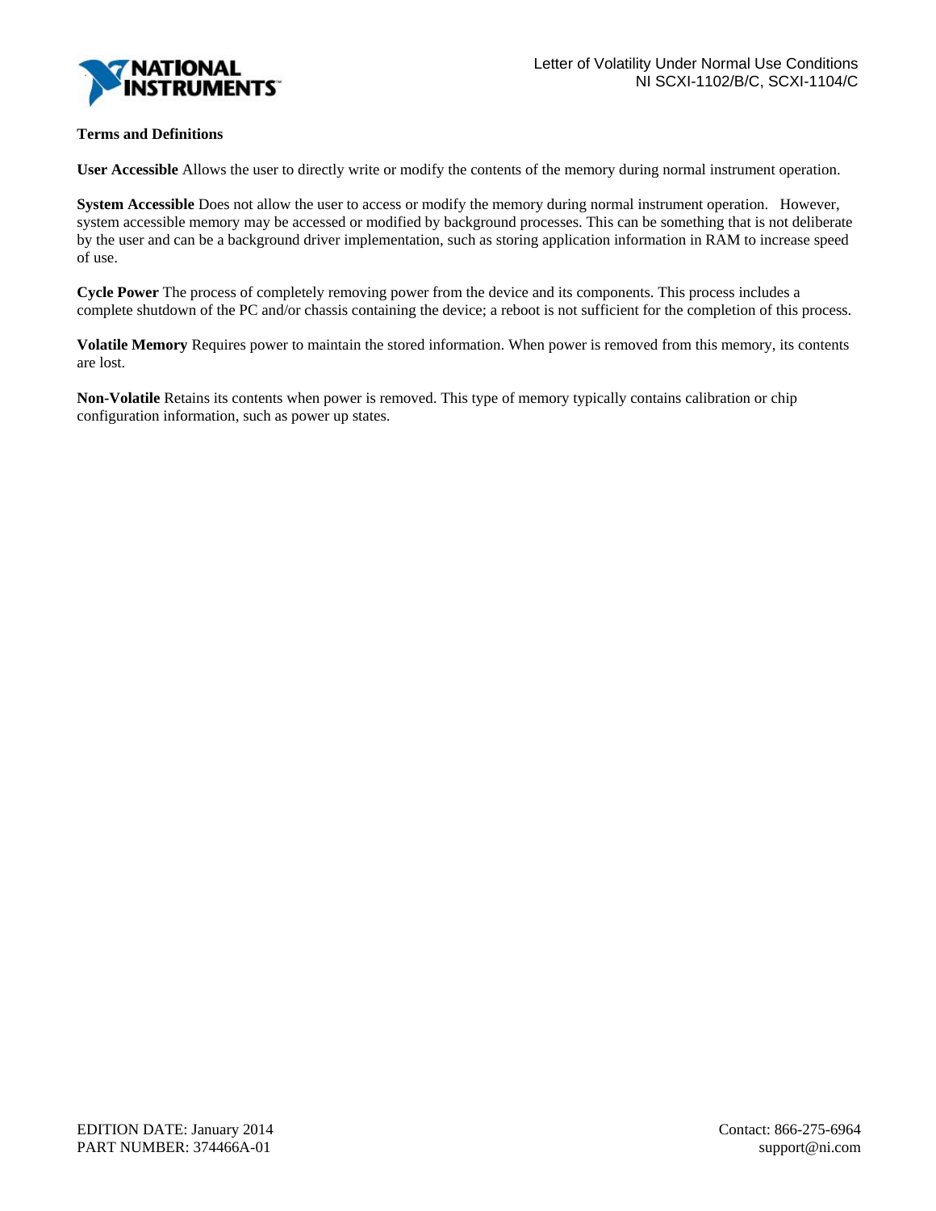**Terms and Definitions**

**User Accessible** Allows the user to directly write or modify the contents of the memory during normal instrument operation.

**System Accessible** Does not allow the user to access or modify the memory during normal instrument operation. However, system accessible memory may be accessed or modified by background processes. This can be something that is not deliberate by the user and can be a background driver implementation, such as storing application information in RAM to increase speed of use.

**Cycle Power** The process of completely removing power from the device and its components. This process includes a complete shutdown of the PC and/or chassis containing the device; a reboot is not sufficient for the completion of this process.

**Volatile Memory** Requires power to maintain the stored information. When power is removed from this memory, its contents are lost.

**Non-Volatile** Retains its contents when power is removed. This type of memory typically contains calibration or chip configuration information, such as power up states.